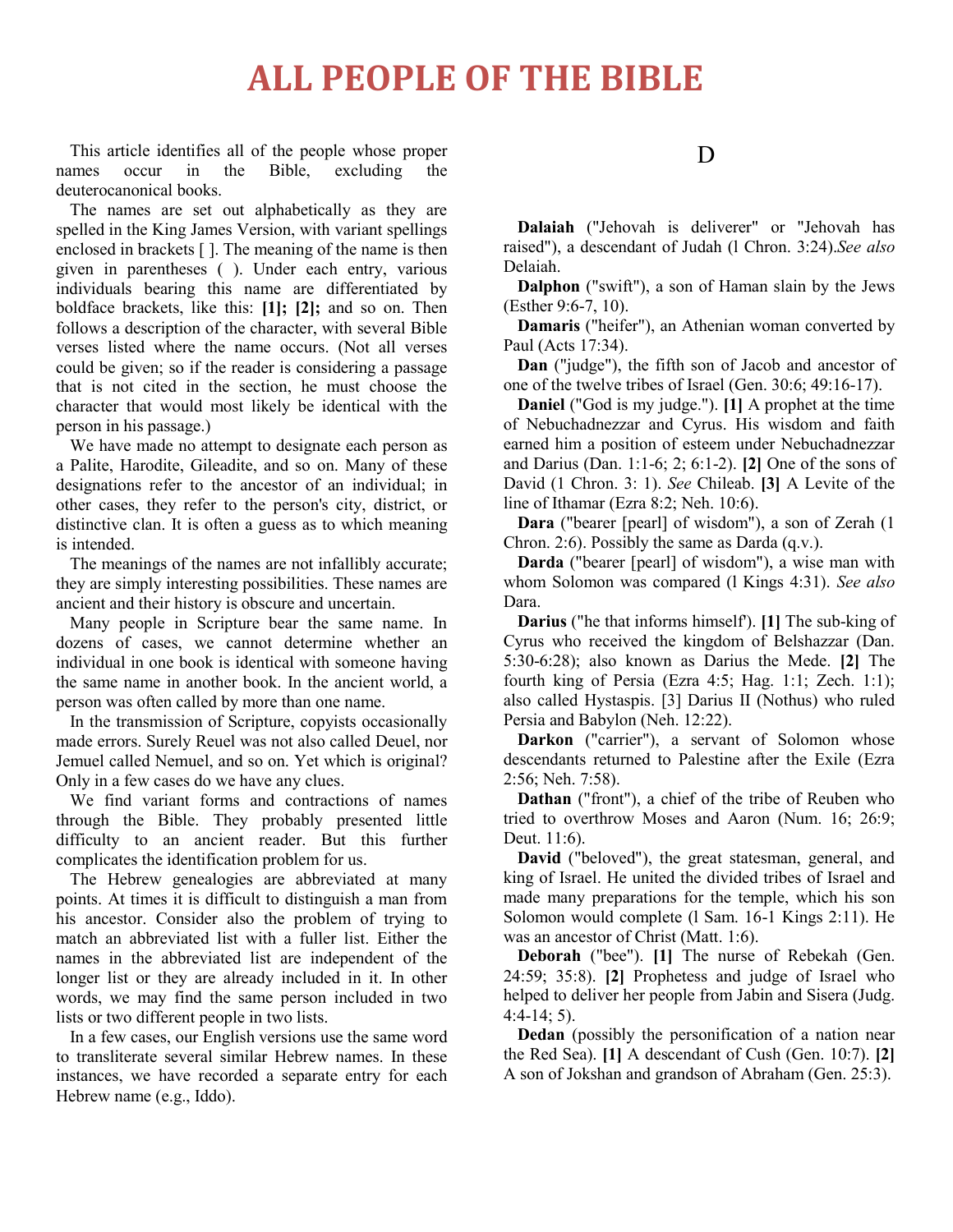# ALL PEOPLE OF THE BIBLE

This article identifies all of the people whose proper names occur in the Bible, excluding the deuterocanonical books.

The names are set out alphabetically as they are spelled in the King James Version, with variant spellings enclosed in brackets [ ]. The meaning of the name is then given in parentheses ( ). Under each entry, various individuals bearing this name are differentiated by boldface brackets, like this: **[1]; [2];** and so on. Then follows a description of the character, with several Bible verses listed where the name occurs. (Not all verses could be given; so if the reader is considering a passage that is not cited in the section, he must choose the character that would most likely be identical with the person in his passage.)

We have made no attempt to designate each person as a Palite, Harodite, Gileadite, and so on. Many of these designations refer to the ancestor of an individual; in other cases, they refer to the person's city, district, or distinctive clan. It is often a guess as to which meaning is intended.

The meanings of the names are not infallibly accurate; they are simply interesting possibilities. These names are ancient and their history is obscure and uncertain.

Many people in Scripture bear the same name. In dozens of cases, we cannot determine whether an individual in one book is identical with someone having the same name in another book. In the ancient world, a person was often called by more than one name.

In the transmission of Scripture, copyists occasionally made errors. Surely Reuel was not also called Deuel, nor Jemuel called Nemuel, and so on. Yet which is original? Only in a few cases do we have any clues.

We find variant forms and contractions of names through the Bible. They probably presented little difficulty to an ancient reader. But this further complicates the identification problem for us.

The Hebrew genealogies are abbreviated at many points. At times it is difficult to distinguish a man from his ancestor. Consider also the problem of trying to match an abbreviated list with a fuller list. Either the names in the abbreviated list are independent of the longer list or they are already included in it. In other words, we may find the same person included in two lists or two different people in two lists.

In a few cases, our English versions use the same word to transliterate several similar Hebrew names. In these instances, we have recorded a separate entry for each Hebrew name (e.g., Iddo).

## D

**Dalaiah** ("Jehovah is deliverer" or "Jehovah has raised"), a descendant of Judah (l Chron. 3:24).*See also* Delaiah.

**Dalphon** ("swift"), a son of Haman slain by the Jews (Esther 9:6-7, 10).

**Damaris** ("heifer"), an Athenian woman converted by Paul (Acts 17:34).

**Dan** ("judge"), the fifth son of Jacob and ancestor of one of the twelve tribes of Israel (Gen. 30:6; 49:16-17).

**Daniel** ("God is my judge."). **[1]** A prophet at the time of Nebuchadnezzar and Cyrus. His wisdom and faith earned him a position of esteem under Nebuchadnezzar and Darius (Dan. 1:1-6; 2; 6:1-2). **[2]** One of the sons of David (1 Chron. 3: 1). *See* Chileab. **[3]** A Levite of the line of Ithamar (Ezra 8:2; Neh. 10:6).

**Dara** ("bearer [pearl] of wisdom"), a son of Zerah (1 Chron. 2:6). Possibly the same as Darda (q.v.).

**Darda** ("bearer [pearl] of wisdom"), a wise man with whom Solomon was compared (l Kings 4:31). *See also* Dara.

**Darius** ("he that informs himself'). **[1]** The sub-king of Cyrus who received the kingdom of Belshazzar (Dan. 5:30-6:28); also known as Darius the Mede. **[2]** The fourth king of Persia (Ezra 4:5; Hag. 1:1; Zech. 1:1); also called Hystaspis. [3] Darius II (Nothus) who ruled Persia and Babylon (Neh. 12:22).

**Darkon** ("carrier"), a servant of Solomon whose descendants returned to Palestine after the Exile (Ezra 2:56; Neh. 7:58).

**Dathan** ("front"), a chief of the tribe of Reuben who tried to overthrow Moses and Aaron (Num. 16; 26:9; Deut. 11:6).

**David** ("beloved"), the great statesman, general, and king of Israel. He united the divided tribes of Israel and made many preparations for the temple, which his son Solomon would complete (l Sam. 16-1 Kings 2:11). He was an ancestor of Christ (Matt. 1:6).

**Deborah** ("bee"). **[1]** The nurse of Rebekah (Gen. 24:59; 35:8). **[2]** Prophetess and judge of Israel who helped to deliver her people from Jabin and Sisera (Judg. 4:4-14; 5).

**Dedan** (possibly the personification of a nation near the Red Sea). **[1]** A descendant of Cush (Gen. 10:7). **[2]** A son of Jokshan and grandson of Abraham (Gen. 25:3).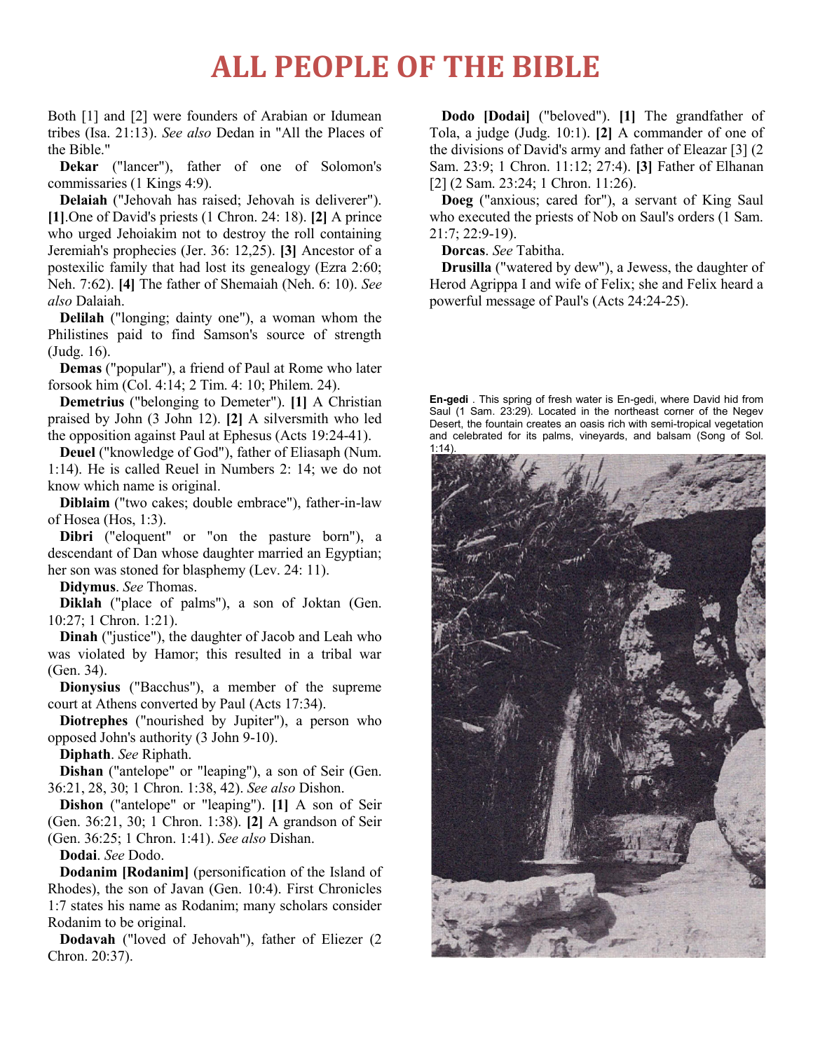# ALL PEOPLE OF THE BIBLE

Both [1] and [2] were founders of Arabian or Idumean tribes (Isa. 21:13). *See also* Dedan in "All the Places of the Bible."

**Dekar** ("lancer"), father of one of Solomon's commissaries (1 Kings 4:9).

**Delaiah** ("Jehovah has raised; Jehovah is deliverer"). **[1]**.One of David's priests (1 Chron. 24: 18). **[2]** A prince who urged Jehoiakim not to destroy the roll containing Jeremiah's prophecies (Jer. 36: 12,25). **[3]** Ancestor of a postexilic family that had lost its genealogy (Ezra 2:60; Neh. 7:62). **[4]** The father of Shemaiah (Neh. 6: 10). *See also* Dalaiah.

**Delilah** ("longing; dainty one"), a woman whom the Philistines paid to find Samson's source of strength (Judg. 16).

**Demas** ("popular"), a friend of Paul at Rome who later forsook him (Col. 4:14; 2 Tim. 4: 10; Philem. 24).

**Demetrius** ("belonging to Demeter"). **[1]** A Christian praised by John (3 John 12). **[2]** A silversmith who led the opposition against Paul at Ephesus (Acts 19:24-41).

**Deuel** ("knowledge of God"), father of Eliasaph (Num. 1:14). He is called Reuel in Numbers 2: 14; we do not know which name is original.

**Diblaim** ("two cakes; double embrace"), father-in-law of Hosea (Hos, 1:3).

**Dibri** ("eloquent" or "on the pasture born"), a descendant of Dan whose daughter married an Egyptian; her son was stoned for blasphemy (Lev. 24: 11).

**Didymus**. *See* Thomas.

**Diklah** ("place of palms"), a son of Joktan (Gen. 10:27; 1 Chron. 1:21).

**Dinah** ("justice"), the daughter of Jacob and Leah who was violated by Hamor; this resulted in a tribal war (Gen. 34).

**Dionysius** ("Bacchus"), a member of the supreme court at Athens converted by Paul (Acts 17:34).

**Diotrephes** ("nourished by Jupiter"), a person who opposed John's authority (3 John 9-10).

**Diphath**. *See* Riphath.

**Dishan** ("antelope" or "leaping"), a son of Seir (Gen. 36:21, 28, 30; 1 Chron. 1:38, 42). *See also* Dishon.

**Dishon** ("antelope" or "leaping"). **[1]** A son of Seir (Gen. 36:21, 30; 1 Chron. 1:38). **[2]** A grandson of Seir (Gen. 36:25; 1 Chron. 1:41). *See also* Dishan.

**Dodai**. *See* Dodo.

**Dodanim [Rodanim]** (personification of the Island of Rhodes), the son of Javan (Gen. 10:4). First Chronicles 1:7 states his name as Rodanim; many scholars consider Rodanim to be original.

**Dodavah** ("loved of Jehovah"), father of Eliezer (2 Chron. 20:37).

**Dodo [Dodai]** ("beloved"). **[1]** The grandfather of Tola, a judge (Judg. 10:1). **[2]** A commander of one of the divisions of David's army and father of Eleazar [3] (2 Sam. 23:9; 1 Chron. 11:12; 27:4). **[3]** Father of Elhanan [2] (2 Sam. 23:24; 1 Chron. 11:26).

**Doeg** ("anxious; cared for"), a servant of King Saul who executed the priests of Nob on Saul's orders (1 Sam. 21:7; 22:9-19).

**Dorcas**. *See* Tabitha.

**Drusilla** ("watered by dew"), a Jewess, the daughter of Herod Agrippa I and wife of Felix; she and Felix heard a powerful message of Paul's (Acts 24:24-25).

**En-gedi** . This spring of fresh water is En-gedi, where David hid from Saul (1 Sam. 23:29). Located in the northeast corner of the Negev Desert, the fountain creates an oasis rich with semi-tropical vegetation and celebrated for its palms, vineyards, and balsam (Song of Sol. 1:14).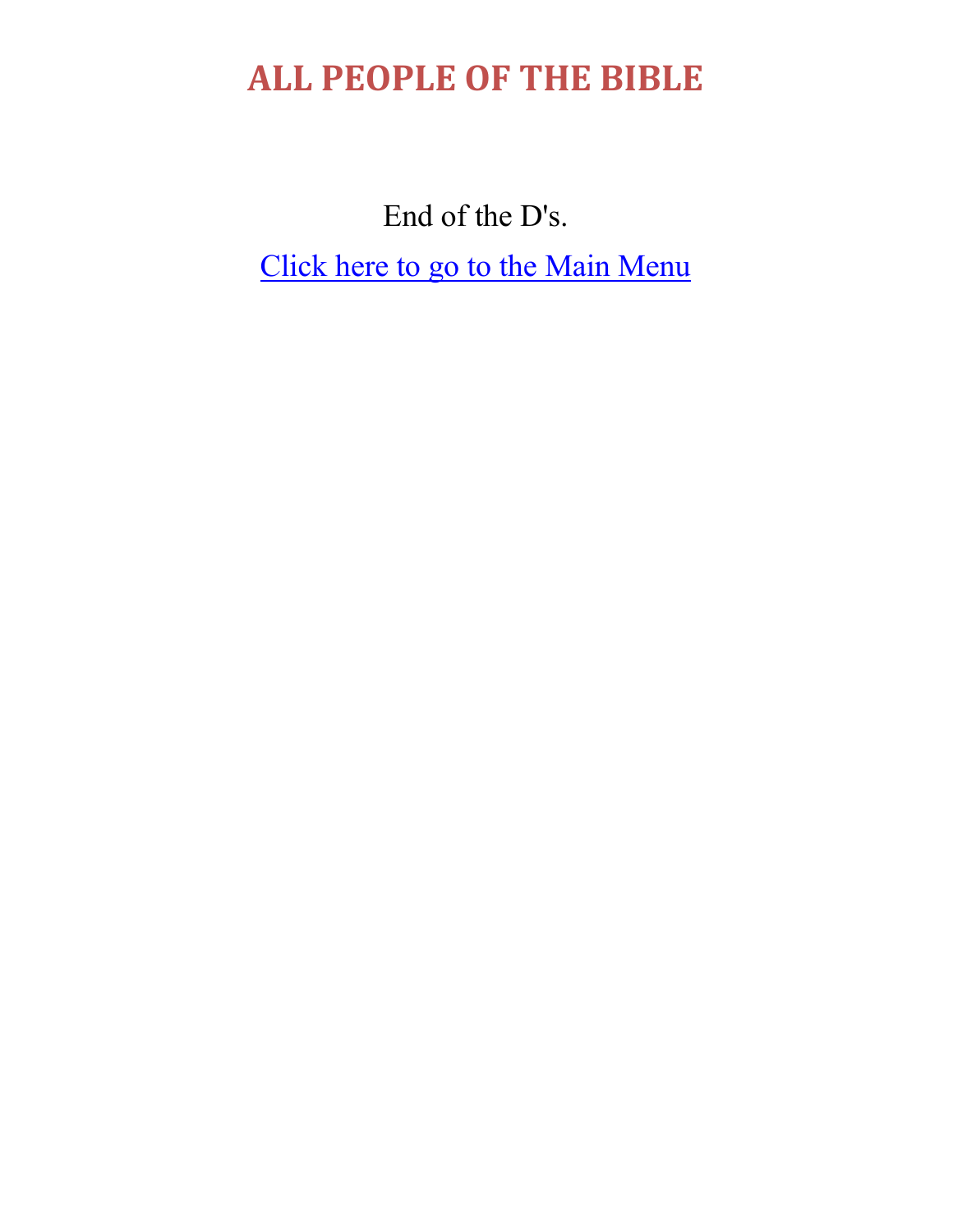# ALL PEOPLE OF THE BIBLE

End of the D's.

Click here to go to the Main Menu